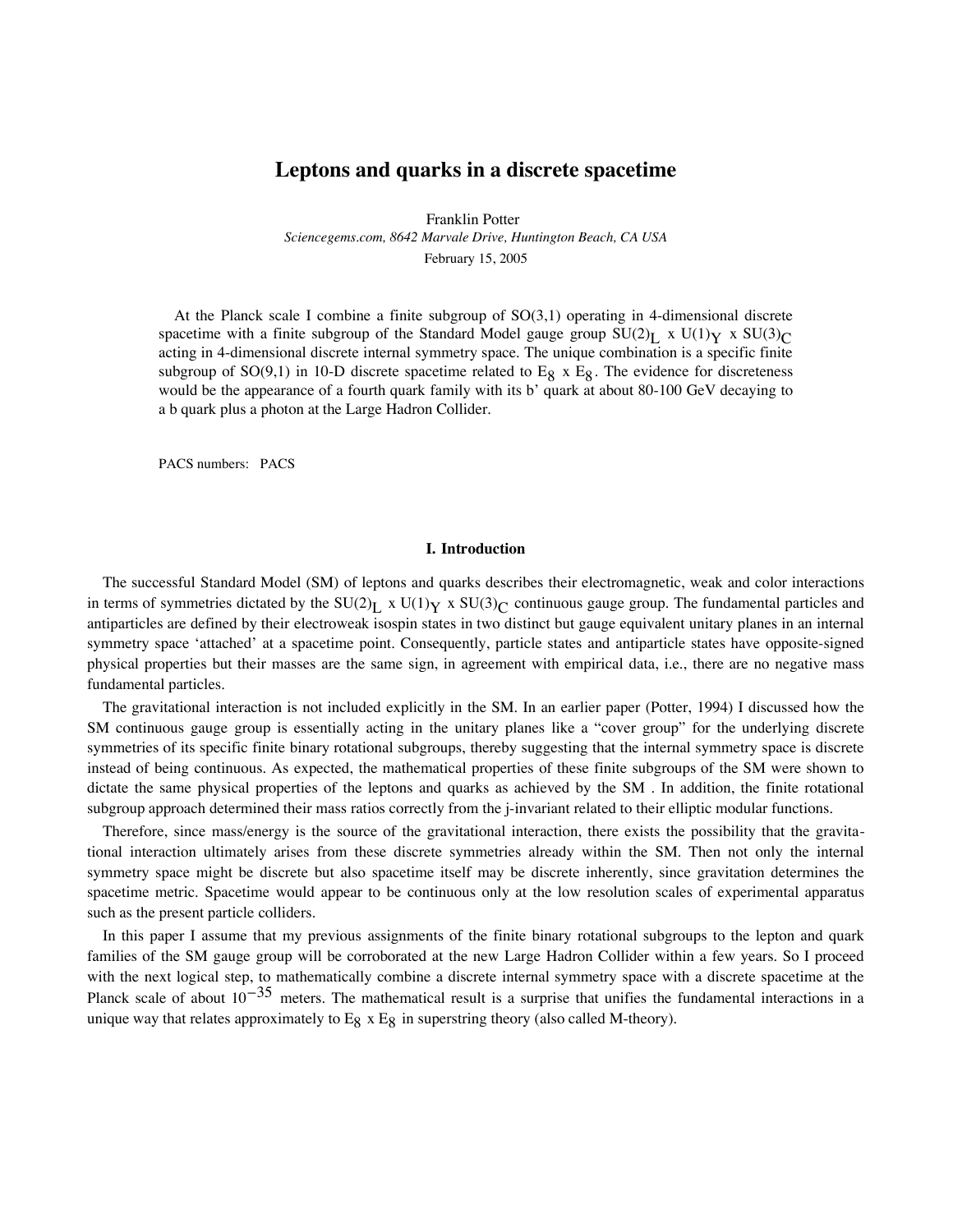# Leptons and quarks in a discrete spacetime

Franklin Potter

*Sciencegems.com, 8642 Marvale Drive, Huntington Beach, CA USA*

February 15, 2005

At the Planck scale I combine a finite subgroup of SO(3,1) operating in 4-dimensional discrete spacetime with a finite subgroup of the Standard Model gauge group $SU(2)_L$ x $U(1)_Y$ x $SU(3)_C$ acting in 4-dimensional discrete internal symmetry space. The unique combination is a specific finite subgroup of SO(9,1) in 10-D discrete spacetime related to $E_8$ x $E_8$. The evidence for discreteness would be the appearance of a fourth quark family with its b' quark at about 80-100 GeV decaying to a b quark plus a photon at the Large Hadron Collider.

PACS numbers: PACS

## I. Introduction

The successful Standard Model (SM) of leptons and quarks describes their electromagnetic, weak and color interactions in terms of symmetries dictated by the $SU(2)_L$ x $U(1)_Y$ x $SU(3)_C$ continuous gauge group. The fundamental particles and antiparticles are defined by their electroweak isospin states in two distinct but gauge equivalent unitary planes in an internal symmetry space 'attached' at a spacetime point. Consequently, particle states and antiparticle states have opposite-signed physical properties but their masses are the same sign, in agreement with empirical data, i.e., there are no negative mass fundamental particles.

The gravitational interaction is not included explicitly in the SM. In an earlier paper (Potter, 1994) I discussed how the SM continuous gauge group is essentially acting in the unitary planes like a "cover group" for the underlying discrete symmetries of its specific finite binary rotational subgroups, thereby suggesting that the internal symmetry space is discrete instead of being continuous. As expected, the mathematical properties of these finite subgroups of the SM were shown to dictate the same physical properties of the leptons and quarks as achieved by the SM . In addition, the finite rotational subgroup approach determined their mass ratios correctly from the j-invariant related to their elliptic modular functions.

Therefore, since mass/energy is the source of the gravitational interaction, there exists the possibility that the gravitational interaction ultimately arises from these discrete symmetries already within the SM. Then not only the internal symmetry space might be discrete but also spacetime itself may be discrete inherently, since gravitation determines the spacetime metric. Spacetime would appear to be continuous only at the low resolution scales of experimental apparatus such as the present particle colliders.

In this paper I assume that my previous assignments of the finite binary rotational subgroups to the lepton and quark families of the SM gauge group will be corroborated at the new Large Hadron Collider within a few years. So I proceed with the next logical step, to mathematically combine a discrete internal symmetry space with a discrete spacetime at the Planck scale of about $10^{-35}$ meters. The mathematical result is a surprise that unifies the fundamental interactions in a unique way that relates approximately to $E_8$ x $E_8$ in superstring theory (also called M-theory).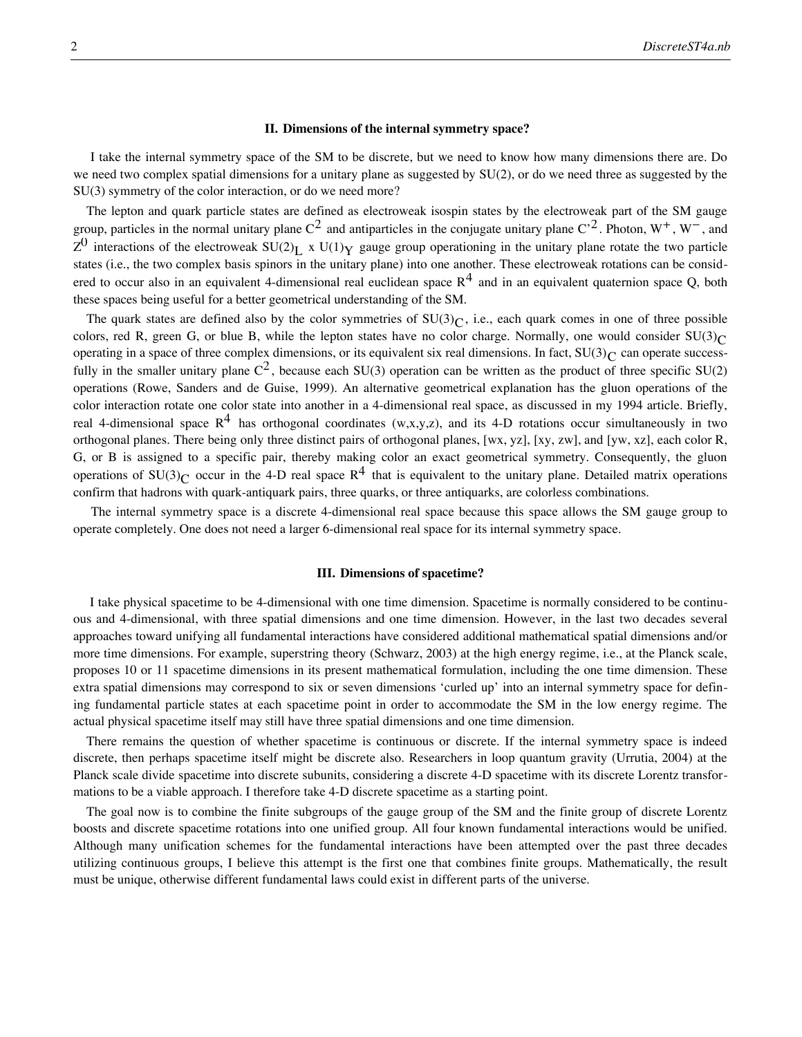## II. Dimensions of the internal symmetry space?

I take the internal symmetry space of the SM to be discrete, but we need to know how many dimensions there are. Do we need two complex spatial dimensions for a unitary plane as suggested by SU(2), or do we need three as suggested by the SU(3) symmetry of the color interaction, or do we need more?

The lepton and quark particle states are defined as electroweak isospin states by the electroweak part of the SM gauge group, particles in the normal unitary plane $C^2$ and antiparticles in the conjugate unitary plane $C'^2$. Photon, $W^+$, $W^-$, and $Z^0$ interactions of the electroweak $SU(2)_L$ x $U(1)_Y$ gauge group operationing in the unitary plane rotate the two particle states (i.e., the two complex basis spinors in the unitary plane) into one another. These electroweak rotations can be considered to occur also in an equivalent 4-dimensional real euclidean space $R^4$ and in an equivalent quaternion space Q, both these spaces being useful for a better geometrical understanding of the SM.

The quark states are defined also by the color symmetries of $SU(3)_C$, i.e., each quark comes in one of three possible colors, red R, green G, or blue B, while the lepton states have no color charge. Normally, one would consider $SU(3)_C$ operating in a space of three complex dimensions, or its equivalent six real dimensions. In fact, $SU(3)_C$ can operate successfully in the smaller unitary plane $C^2$, because each SU(3) operation can be written as the product of three specific SU(2) operations (Rowe, Sanders and de Guise, 1999). An alternative geometrical explanation has the gluon operations of the color interaction rotate one color state into another in a 4-dimensional real space, as discussed in my 1994 article. Briefly, real 4-dimensional space $R^4$ has orthogonal coordinates (w,x,y,z), and its 4-D rotations occur simultaneously in two orthogonal planes. There being only three distinct pairs of orthogonal planes, [wx, yz], [xy, zw], and [yw, xz], each color R, G, or B is assigned to a specific pair, thereby making color an exact geometrical symmetry. Consequently, the gluon operations of $SU(3)_C$ occur in the 4-D real space $R^4$ that is equivalent to the unitary plane. Detailed matrix operations confirm that hadrons with quark-antiquark pairs, three quarks, or three antiquarks, are colorless combinations.

The internal symmetry space is a discrete 4-dimensional real space because this space allows the SM gauge group to operate completely. One does not need a larger 6-dimensional real space for its internal symmetry space.

## III. Dimensions of spacetime?

I take physical spacetime to be 4-dimensional with one time dimension. Spacetime is normally considered to be continuous and 4-dimensional, with three spatial dimensions and one time dimension. However, in the last two decades several approaches toward unifying all fundamental interactions have considered additional mathematical spatial dimensions and/or more time dimensions. For example, superstring theory (Schwarz, 2003) at the high energy regime, i.e., at the Planck scale, proposes 10 or 11 spacetime dimensions in its present mathematical formulation, including the one time dimension. These extra spatial dimensions may correspond to six or seven dimensions 'curled up' into an internal symmetry space for defining fundamental particle states at each spacetime point in order to accommodate the SM in the low energy regime. The actual physical spacetime itself may still have three spatial dimensions and one time dimension.

There remains the question of whether spacetime is continuous or discrete. If the internal symmetry space is indeed discrete, then perhaps spacetime itself might be discrete also. Researchers in loop quantum gravity (Urrutia, 2004) at the Planck scale divide spacetime into discrete subunits, considering a discrete 4-D spacetime with its discrete Lorentz transformations to be a viable approach. I therefore take 4-D discrete spacetime as a starting point.

The goal now is to combine the finite subgroups of the gauge group of the SM and the finite group of discrete Lorentz boosts and discrete spacetime rotations into one unified group. All four known fundamental interactions would be unified. Although many unification schemes for the fundamental interactions have been attempted over the past three decades utilizing continuous groups, I believe this attempt is the first one that combines finite groups. Mathematically, the result must be unique, otherwise different fundamental laws could exist in different parts of the universe.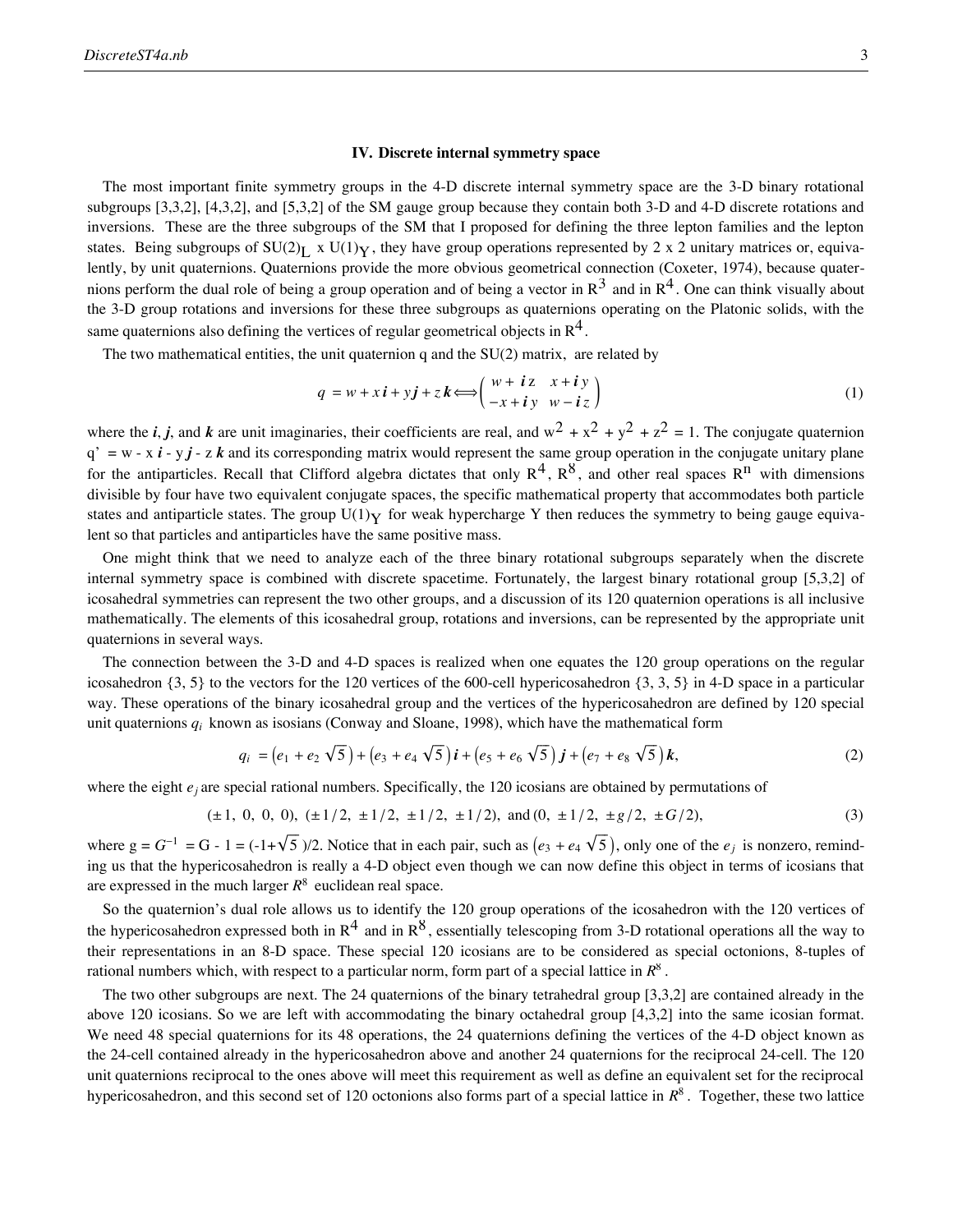### IV. Discrete internal symmetry space

The most important finite symmetry groups in the 4-D discrete internal symmetry space are the 3-D binary rotational subgroups [3,3,2], [4,3,2], and [5,3,2] of the SM gauge group because they contain both 3-D and 4-D discrete rotations and inversions. These are the three subgroups of the SM that I proposed for defining the three lepton families and the lepton states. Being subgroups of $SU(2)_L \times U(1)_Y$, they have group operations represented by 2 x 2 unitary matrices or, equivalently, by unit quaternions. Quaternions provide the more obvious geometrical connection (Coxeter, 1974), because quaternions perform the dual role of being a group operation and of being a vector in $R^3$ and in $R^4$. One can think visually about the 3-D group rotations and inversions for these three subgroups as quaternions operating on the Platonic solids, with the same quaternions also defining the vertices of regular geometrical objects in $R^4$.

The two mathematical entities, the unit quaternion q and the SU(2) matrix, are related by

$$q = w + x\,\boldsymbol{i} + y\,\boldsymbol{j} + z\,\boldsymbol{k} \Longleftrightarrow \begin{pmatrix} w + \boldsymbol{i}\,z & x + \boldsymbol{i}\,y \\ -x + \boldsymbol{i}\,y & w - \boldsymbol{i}\,z \end{pmatrix} \tag{1}$$

where the $\boldsymbol{i}$, $\boldsymbol{j}$, and $\boldsymbol{k}$ are unit imaginaries, their coefficients are real, and $w^2 + x^2 + y^2 + z^2 = 1$. The conjugate quaternion $q' = w - x\,\boldsymbol{i} - y\,\boldsymbol{j} - z\,\boldsymbol{k}$ and its corresponding matrix would represent the same group operation in the conjugate unitary plane for the antiparticles. Recall that Clifford algebra dictates that only $R^4$, $R^8$, and other real spaces $R^n$ with dimensions divisible by four have two equivalent conjugate spaces, the specific mathematical property that accommodates both particle states and antiparticle states. The group $U(1)_Y$ for weak hypercharge Y then reduces the symmetry to being gauge equivalent so that particles and antiparticles have the same positive mass.

One might think that we need to analyze each of the three binary rotational subgroups separately when the discrete internal symmetry space is combined with discrete spacetime. Fortunately, the largest binary rotational group [5,3,2] of icosahedral symmetries can represent the two other groups, and a discussion of its 120 quaternion operations is all inclusive mathematically. The elements of this icosahedral group, rotations and inversions, can be represented by the appropriate unit quaternions in several ways.

The connection between the 3-D and 4-D spaces is realized when one equates the 120 group operations on the regular icosahedron {3, 5} to the vectors for the 120 vertices of the 600-cell hypericosahedron {3, 3, 5} in 4-D space in a particular way. These operations of the binary icosahedral group and the vertices of the hypericosahedron are defined by 120 special unit quaternions $q_i$ known as isosians (Conway and Sloane, 1998), which have the mathematical form

$$q_i = \left(e_1 + e_2\sqrt{5}\right) + \left(e_3 + e_4\sqrt{5}\right)\boldsymbol{i} + \left(e_5 + e_6\sqrt{5}\right)\boldsymbol{j} + \left(e_7 + e_8\sqrt{5}\right)\boldsymbol{k}, \tag{2}$$

where the eight $e_j$ are special rational numbers. Specifically, the 120 icosians are obtained by permutations of

$$(\pm 1,\ 0,\ 0,\ 0),\ (\pm 1/2,\ \pm 1/2,\ \pm 1/2,\ \pm 1/2),\ \text{and}\ (0,\ \pm 1/2,\ \pm g/2,\ \pm G/2), \tag{3}$$

where $g = G^{-1} = G - 1 = (-1+\sqrt{5})/2$. Notice that in each pair, such as $\left(e_3 + e_4\sqrt{5}\right)$, only one of the $e_j$ is nonzero, reminding us that the hypericosahedron is really a 4-D object even though we can now define this object in terms of icosians that are expressed in the much larger $R^8$ euclidean real space.

So the quaternion's dual role allows us to identify the 120 group operations of the icosahedron with the 120 vertices of the hypericosahedron expressed both in $R^4$ and in $R^8$, essentially telescoping from 3-D rotational operations all the way to their representations in an 8-D space. These special 120 icosians are to be considered as special octonions, 8-tuples of rational numbers which, with respect to a particular norm, form part of a special lattice in $R^8$.

The two other subgroups are next. The 24 quaternions of the binary tetrahedral group [3,3,2] are contained already in the above 120 icosians. So we are left with accommodating the binary octahedral group [4,3,2] into the same icosian format. We need 48 special quaternions for its 48 operations, the 24 quaternions defining the vertices of the 4-D object known as the 24-cell contained already in the hypericosahedron above and another 24 quaternions for the reciprocal 24-cell. The 120 unit quaternions reciprocal to the ones above will meet this requirement as well as define an equivalent set for the reciprocal hypericosahedron, and this second set of 120 octonions also forms part of a special lattice in $R^8$. Together, these two lattice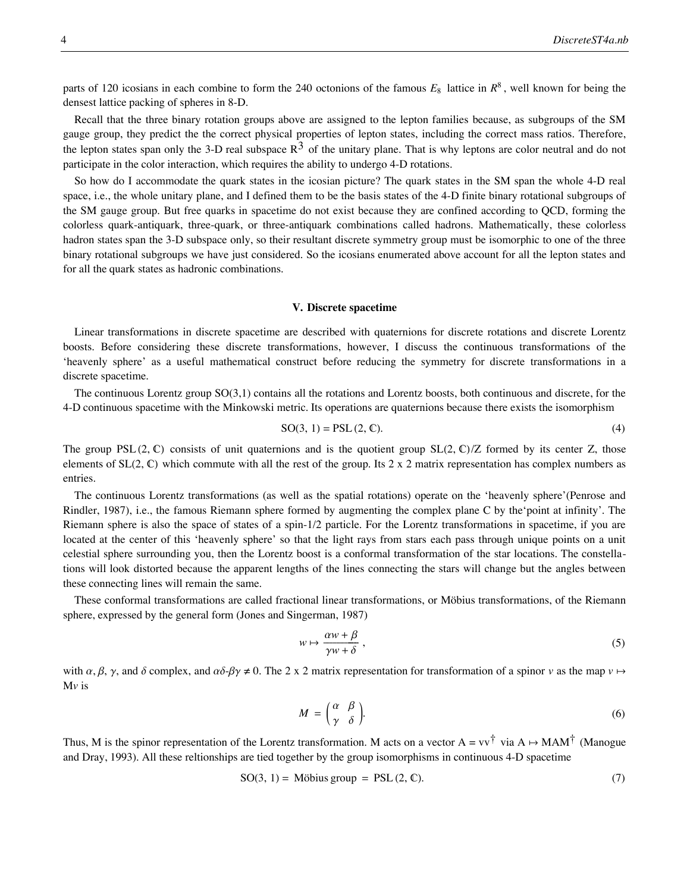parts of 120 icosians in each combine to form the 240 octonions of the famous $E_8$ lattice in $R^8$, well known for being the densest lattice packing of spheres in 8-D.

Recall that the three binary rotation groups above are assigned to the lepton families because, as subgroups of the SM gauge group, they predict the the correct physical properties of lepton states, including the correct mass ratios. Therefore, the lepton states span only the 3-D real subspace $R^3$ of the unitary plane. That is why leptons are color neutral and do not participate in the color interaction, which requires the ability to undergo 4-D rotations.

So how do I accommodate the quark states in the icosian picture? The quark states in the SM span the whole 4-D real space, i.e., the whole unitary plane, and I defined them to be the basis states of the 4-D finite binary rotational subgroups of the SM gauge group. But free quarks in spacetime do not exist because they are confined according to QCD, forming the colorless quark-antiquark, three-quark, or three-antiquark combinations called hadrons. Mathematically, these colorless hadron states span the 3-D subspace only, so their resultant discrete symmetry group must be isomorphic to one of the three binary rotational subgroups we have just considered. So the icosians enumerated above account for all the lepton states and for all the quark states as hadronic combinations.

## V. Discrete spacetime

Linear transformations in discrete spacetime are described with quaternions for discrete rotations and discrete Lorentz boosts. Before considering these discrete transformations, however, I discuss the continuous transformations of the 'heavenly sphere' as a useful mathematical construct before reducing the symmetry for discrete transformations in a discrete spacetime.

The continuous Lorentz group SO(3,1) contains all the rotations and Lorentz boosts, both continuous and discrete, for the 4-D continuous spacetime with the Minkowski metric. Its operations are quaternions because there exists the isomorphism

$$\mathrm{SO}(3,1) = \mathrm{PSL}(2, \mathbb{C}). \tag{4}$$

The group $\mathrm{PSL}(2, \mathbb{C})$ consists of unit quaternions and is the quotient group $\mathrm{SL}(2, \mathbb{C})/Z$ formed by its center Z, those elements of $\mathrm{SL}(2, \mathbb{C})$ which commute with all the rest of the group. Its 2 x 2 matrix representation has complex numbers as entries.

The continuous Lorentz transformations (as well as the spatial rotations) operate on the 'heavenly sphere'(Penrose and Rindler, 1987), i.e., the famous Riemann sphere formed by augmenting the complex plane C by the'point at infinity'. The Riemann sphere is also the space of states of a spin-1/2 particle. For the Lorentz transformations in spacetime, if you are located at the center of this 'heavenly sphere' so that the light rays from stars each pass through unique points on a unit celestial sphere surrounding you, then the Lorentz boost is a conformal transformation of the star locations. The constellations will look distorted because the apparent lengths of the lines connecting the stars will change but the angles between these connecting lines will remain the same.

These conformal transformations are called fractional linear transformations, or Möbius transformations, of the Riemann sphere, expressed by the general form (Jones and Singerman, 1987)

$$w \mapsto \frac{\alpha w + \beta}{\gamma w + \delta}, \tag{5}$$

with $\alpha$, $\beta$, $\gamma$, and $\delta$ complex, and $\alpha\delta\text{-}\beta\gamma \neq 0$. The 2 x 2 matrix representation for transformation of a spinor $v$ as the map $v \mapsto$ M$v$ is

$$M = \begin{pmatrix} \alpha & \beta \\ \gamma & \delta \end{pmatrix}. \tag{6}$$

Thus, M is the spinor representation of the Lorentz transformation. M acts on a vector $A = vv^\dagger$ via $A \mapsto MAM^\dagger$ (Manogue and Dray, 1993). All these reltionships are tied together by the group isomorphisms in continuous 4-D spacetime

$$\mathrm{SO}(3,1) = \text{Möbius group} = \mathrm{PSL}(2, \mathbb{C}). \tag{7}$$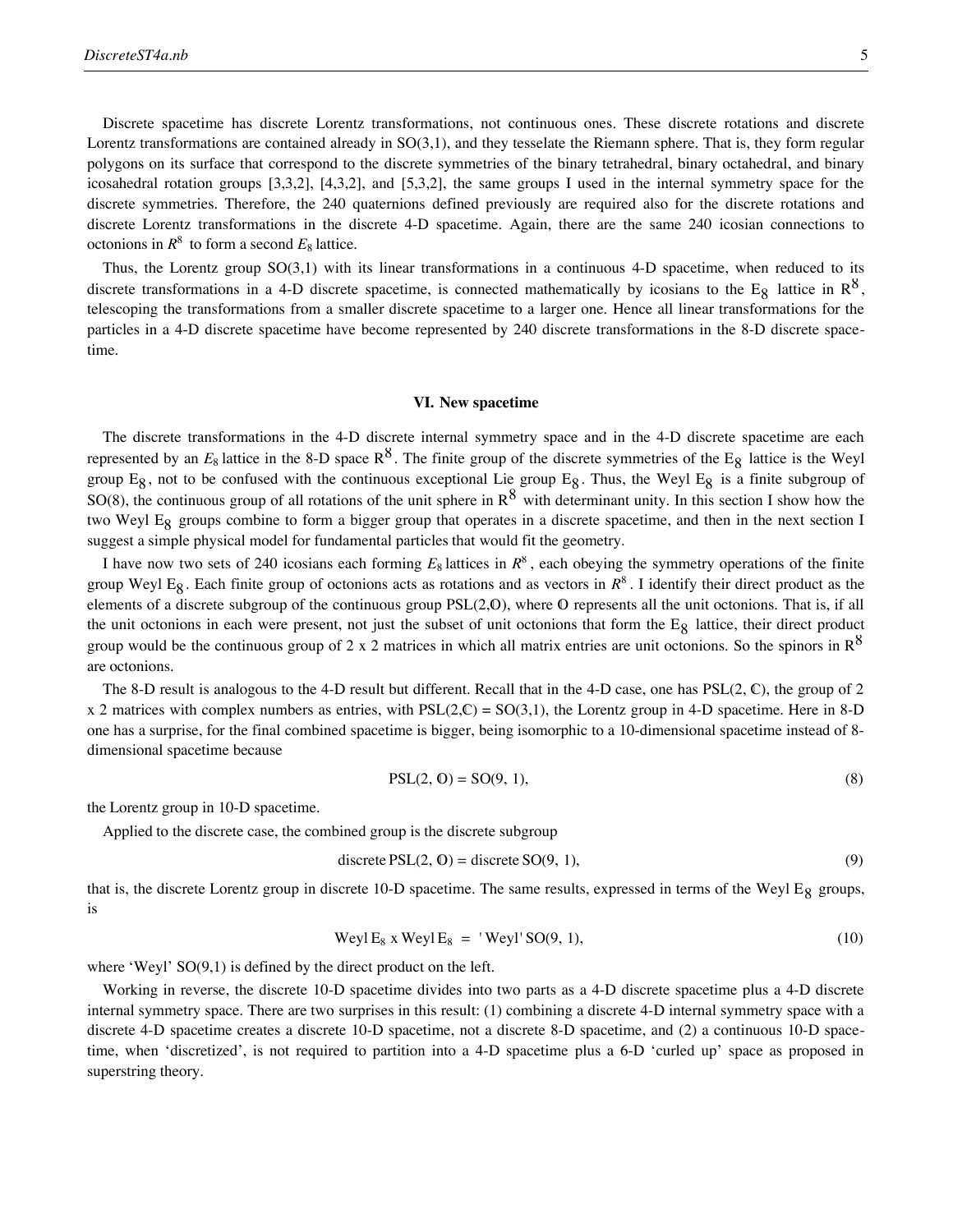Discrete spacetime has discrete Lorentz transformations, not continuous ones. These discrete rotations and discrete Lorentz transformations are contained already in SO(3,1), and they tesselate the Riemann sphere. That is, they form regular polygons on its surface that correspond to the discrete symmetries of the binary tetrahedral, binary octahedral, and binary icosahedral rotation groups [3,3,2], [4,3,2], and [5,3,2], the same groups I used in the internal symmetry space for the discrete symmetries. Therefore, the 240 quaternions defined previously are required also for the discrete rotations and discrete Lorentz transformations in the discrete 4-D spacetime. Again, there are the same 240 icosian connections to octonions in $R^8$ to form a second $E_8$ lattice.

Thus, the Lorentz group SO(3,1) with its linear transformations in a continuous 4-D spacetime, when reduced to its discrete transformations in a 4-D discrete spacetime, is connected mathematically by icosians to the $E_8$ lattice in $R^8$, telescoping the transformations from a smaller discrete spacetime to a larger one. Hence all linear transformations for the particles in a 4-D discrete spacetime have become represented by 240 discrete transformations in the 8-D discrete spacetime.

## VI. New spacetime

The discrete transformations in the 4-D discrete internal symmetry space and in the 4-D discrete spacetime are each represented by an $E_8$ lattice in the 8-D space $R^8$. The finite group of the discrete symmetries of the $E_8$ lattice is the Weyl group $E_8$, not to be confused with the continuous exceptional Lie group $E_8$. Thus, the Weyl $E_8$ is a finite subgroup of SO(8), the continuous group of all rotations of the unit sphere in $R^8$ with determinant unity. In this section I show how the two Weyl $E_8$ groups combine to form a bigger group that operates in a discrete spacetime, and then in the next section I suggest a simple physical model for fundamental particles that would fit the geometry.

I have now two sets of 240 icosians each forming $E_8$ lattices in $R^8$, each obeying the symmetry operations of the finite group Weyl $E_8$. Each finite group of octonions acts as rotations and as vectors in $R^8$. I identify their direct product as the elements of a discrete subgroup of the continuous group PSL(2,𝕆), where 𝕆 represents all the unit octonions. That is, if all the unit octonions in each were present, not just the subset of unit octonions that form the $E_8$ lattice, their direct product group would be the continuous group of 2 x 2 matrices in which all matrix entries are unit octonions. So the spinors in $R^8$ are octonions.

The 8-D result is analogous to the 4-D result but different. Recall that in the 4-D case, one has PSL(2, ℂ), the group of 2 x 2 matrices with complex numbers as entries, with PSL(2,ℂ) = SO(3,1), the Lorentz group in 4-D spacetime. Here in 8-D one has a surprise, for the final combined spacetime is bigger, being isomorphic to a 10-dimensional spacetime instead of 8-dimensional spacetime because

$$\mathrm{PSL}(2,\, \mathbb{O}) = \mathrm{SO}(9,\, 1), \tag{8}$$

the Lorentz group in 10-D spacetime.

Applied to the discrete case, the combined group is the discrete subgroup

$$\text{discrete}\, \mathrm{PSL}(2,\, \mathbb{O}) = \text{discrete}\, \mathrm{SO}(9,\, 1), \tag{9}$$

that is, the discrete Lorentz group in discrete 10-D spacetime. The same results, expressed in terms of the Weyl $E_8$ groups, is

$$\mathrm{Weyl}\, E_8 \times \mathrm{Weyl}\, E_8 \;=\; \text{'Weyl'}\, \mathrm{SO}(9,\, 1), \tag{10}$$

where 'Weyl' SO(9,1) is defined by the direct product on the left.

Working in reverse, the discrete 10-D spacetime divides into two parts as a 4-D discrete spacetime plus a 4-D discrete internal symmetry space. There are two surprises in this result: (1) combining a discrete 4-D internal symmetry space with a discrete 4-D spacetime creates a discrete 10-D spacetime, not a discrete 8-D spacetime, and (2) a continuous 10-D spacetime, when 'discretized', is not required to partition into a 4-D spacetime plus a 6-D 'curled up' space as proposed in superstring theory.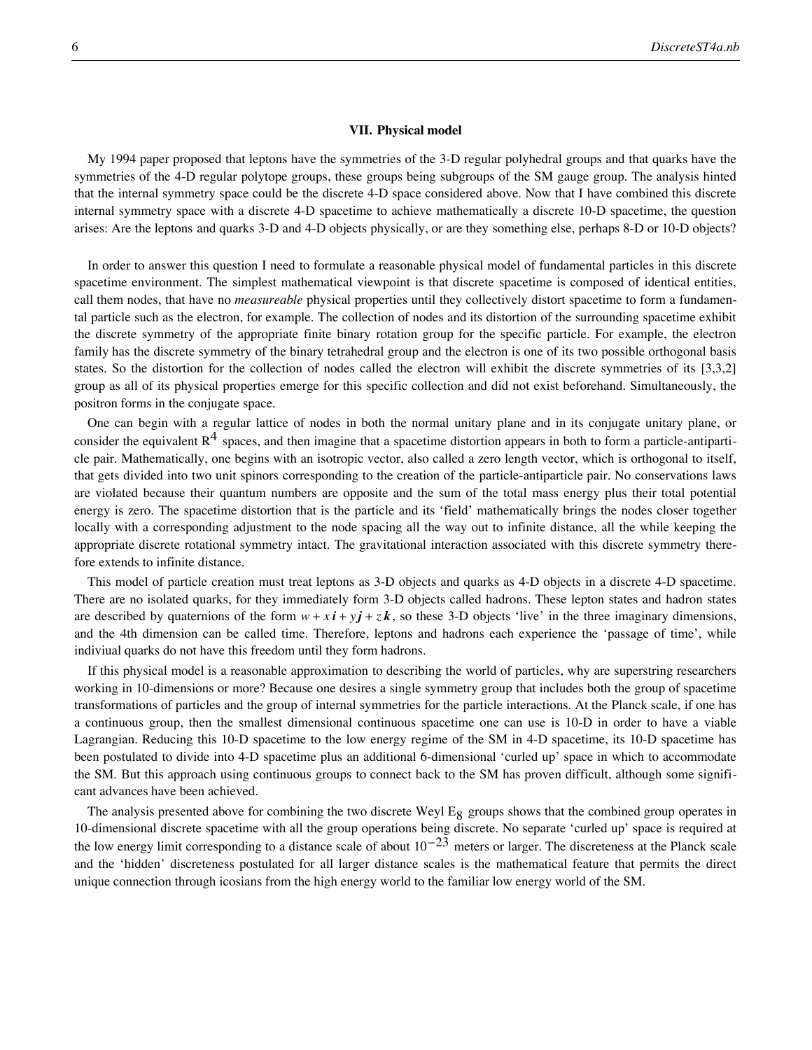### VII. Physical model

My 1994 paper proposed that leptons have the symmetries of the 3-D regular polyhedral groups and that quarks have the symmetries of the 4-D regular polytope groups, these groups being subgroups of the SM gauge group. The analysis hinted that the internal symmetry space could be the discrete 4-D space considered above. Now that I have combined this discrete internal symmetry space with a discrete 4-D spacetime to achieve mathematically a discrete 10-D spacetime, the question arises: Are the leptons and quarks 3-D and 4-D objects physically, or are they something else, perhaps 8-D or 10-D objects?

In order to answer this question I need to formulate a reasonable physical model of fundamental particles in this discrete spacetime environment. The simplest mathematical viewpoint is that discrete spacetime is composed of identical entities, call them nodes, that have no *measureable* physical properties until they collectively distort spacetime to form a fundamental particle such as the electron, for example. The collection of nodes and its distortion of the surrounding spacetime exhibit the discrete symmetry of the appropriate finite binary rotation group for the specific particle. For example, the electron family has the discrete symmetry of the binary tetrahedral group and the electron is one of its two possible orthogonal basis states. So the distortion for the collection of nodes called the electron will exhibit the discrete symmetries of its [3,3,2] group as all of its physical properties emerge for this specific collection and did not exist beforehand. Simultaneously, the positron forms in the conjugate space.

One can begin with a regular lattice of nodes in both the normal unitary plane and in its conjugate unitary plane, or consider the equivalent $R^4$ spaces, and then imagine that a spacetime distortion appears in both to form a particle-antiparticle pair. Mathematically, one begins with an isotropic vector, also called a zero length vector, which is orthogonal to itself, that gets divided into two unit spinors corresponding to the creation of the particle-antiparticle pair. No conservations laws are violated because their quantum numbers are opposite and the sum of the total mass energy plus their total potential energy is zero. The spacetime distortion that is the particle and its 'field' mathematically brings the nodes closer together locally with a corresponding adjustment to the node spacing all the way out to infinite distance, all the while keeping the appropriate discrete rotational symmetry intact. The gravitational interaction associated with this discrete symmetry therefore extends to infinite distance.

This model of particle creation must treat leptons as 3-D objects and quarks as 4-D objects in a discrete 4-D spacetime. There are no isolated quarks, for they immediately form 3-D objects called hadrons. These lepton states and hadron states are described by quaternions of the form $w + x\boldsymbol{i} + y\boldsymbol{j} + z\boldsymbol{k}$, so these 3-D objects 'live' in the three imaginary dimensions, and the 4th dimension can be called time. Therefore, leptons and hadrons each experience the 'passage of time', while indiviual quarks do not have this freedom until they form hadrons.

If this physical model is a reasonable approximation to describing the world of particles, why are superstring researchers working in 10-dimensions or more? Because one desires a single symmetry group that includes both the group of spacetime transformations of particles and the group of internal symmetries for the particle interactions. At the Planck scale, if one has a continuous group, then the smallest dimensional continuous spacetime one can use is 10-D in order to have a viable Lagrangian. Reducing this 10-D spacetime to the low energy regime of the SM in 4-D spacetime, its 10-D spacetime has been postulated to divide into 4-D spacetime plus an additional 6-dimensional 'curled up' space in which to accommodate the SM. But this approach using continuous groups to connect back to the SM has proven difficult, although some significant advances have been achieved.

The analysis presented above for combining the two discrete Weyl $E_8$ groups shows that the combined group operates in 10-dimensional discrete spacetime with all the group operations being discrete. No separate 'curled up' space is required at the low energy limit corresponding to a distance scale of about $10^{-23}$ meters or larger. The discreteness at the Planck scale and the 'hidden' discreteness postulated for all larger distance scales is the mathematical feature that permits the direct unique connection through icosians from the high energy world to the familiar low energy world of the SM.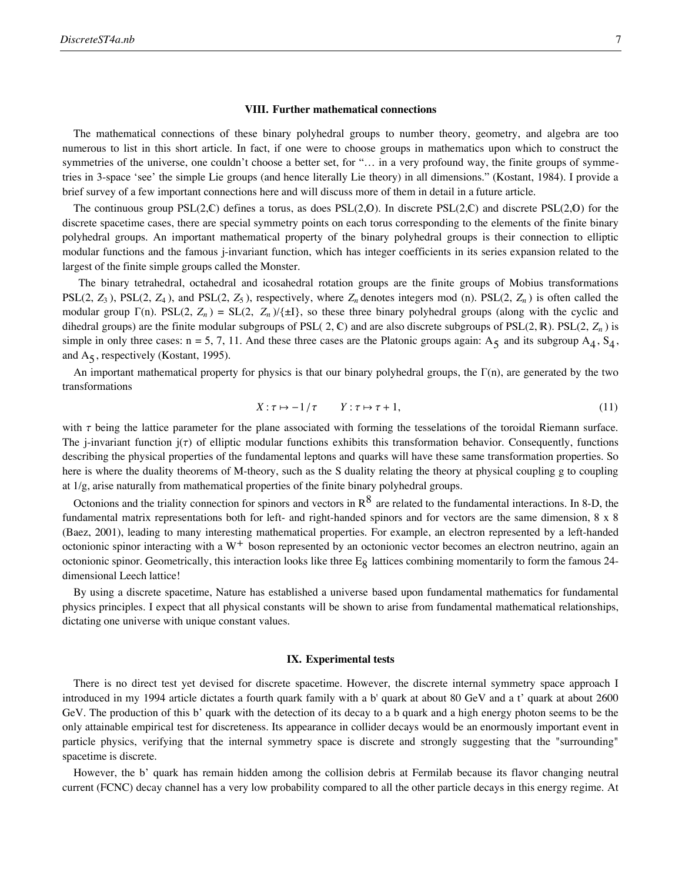## VIII. Further mathematical connections

The mathematical connections of these binary polyhedral groups to number theory, geometry, and algebra are too numerous to list in this short article. In fact, if one were to choose groups in mathematics upon which to construct the symmetries of the universe, one couldn't choose a better set, for "… in a very profound way, the finite groups of symmetries in 3-space 'see' the simple Lie groups (and hence literally Lie theory) in all dimensions." (Kostant, 1984). I provide a brief survey of a few important connections here and will discuss more of them in detail in a future article.

The continuous group PSL(2,ℂ) defines a torus, as does PSL(2,𝕆). In discrete PSL(2,ℂ) and discrete PSL(2,𝕆) for the discrete spacetime cases, there are special symmetry points on each torus corresponding to the elements of the finite binary polyhedral groups. An important mathematical property of the binary polyhedral groups is their connection to elliptic modular functions and the famous j-invariant function, which has integer coefficients in its series expansion related to the largest of the finite simple groups called the Monster.

The binary tetrahedral, octahedral and icosahedral rotation groups are the finite groups of Mobius transformations PSL(2, $Z_3$), PSL(2, $Z_4$), and PSL(2, $Z_5$), respectively, where $Z_n$ denotes integers mod (n). PSL(2, $Z_n$) is often called the modular group Γ(n). PSL(2, $Z_n$) = SL(2, $Z_n$)/{±I}, so these three binary polyhedral groups (along with the cyclic and dihedral groups) are the finite modular subgroups of PSL( 2, ℂ) and are also discrete subgroups of PSL(2, ℝ). PSL(2, $Z_n$) is simple in only three cases: n = 5, 7, 11. And these three cases are the Platonic groups again: $A_5$ and its subgroup $A_4$, $S_4$, and $A_5$, respectively (Kostant, 1995).

An important mathematical property for physics is that our binary polyhedral groups, the Γ(n), are generated by the two transformations

$$X : \tau \mapsto -1/\tau \qquad Y : \tau \mapsto \tau + 1, \tag{11}$$

with $\tau$ being the lattice parameter for the plane associated with forming the tesselations of the toroidal Riemann surface. The j-invariant function j($\tau$) of elliptic modular functions exhibits this transformation behavior. Consequently, functions describing the physical properties of the fundamental leptons and quarks will have these same transformation properties. So here is where the duality theorems of M-theory, such as the S duality relating the theory at physical coupling g to coupling at 1/g, arise naturally from mathematical properties of the finite binary polyhedral groups.

Octonions and the triality connection for spinors and vectors in $R^8$ are related to the fundamental interactions. In 8-D, the fundamental matrix representations both for left- and right-handed spinors and for vectors are the same dimension, 8 x 8 (Baez, 2001), leading to many interesting mathematical properties. For example, an electron represented by a left-handed octonionic spinor interacting with a $W^+$ boson represented by an octonionic vector becomes an electron neutrino, again an octonionic spinor. Geometrically, this interaction looks like three $E_8$ lattices combining momentarily to form the famous 24-dimensional Leech lattice!

By using a discrete spacetime, Nature has established a universe based upon fundamental mathematics for fundamental physics principles. I expect that all physical constants will be shown to arise from fundamental mathematical relationships, dictating one universe with unique constant values.

## IX. Experimental tests

There is no direct test yet devised for discrete spacetime. However, the discrete internal symmetry space approach I introduced in my 1994 article dictates a fourth quark family with a b' quark at about 80 GeV and a t' quark at about 2600 GeV. The production of this b' quark with the detection of its decay to a b quark and a high energy photon seems to be the only attainable empirical test for discreteness. Its appearance in collider decays would be an enormously important event in particle physics, verifying that the internal symmetry space is discrete and strongly suggesting that the "surrounding" spacetime is discrete.

However, the b' quark has remain hidden among the collision debris at Fermilab because its flavor changing neutral current (FCNC) decay channel has a very low probability compared to all the other particle decays in this energy regime. At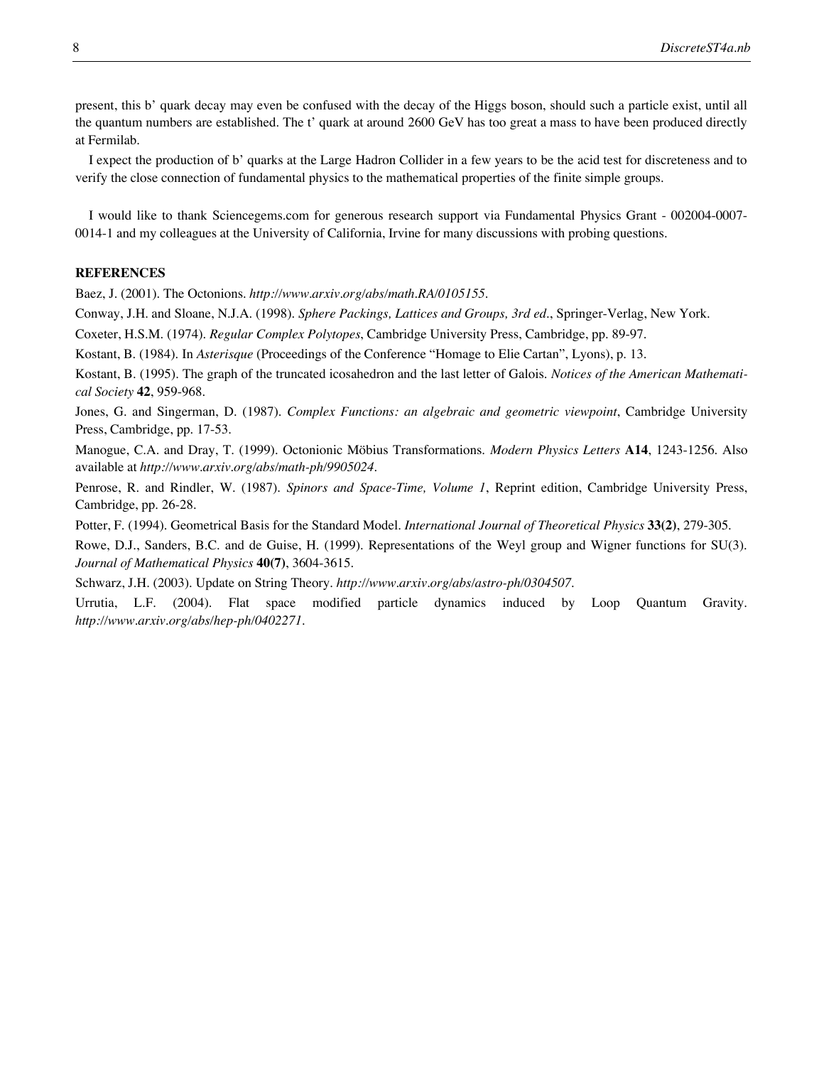present, this b' quark decay may even be confused with the decay of the Higgs boson, should such a particle exist, until all the quantum numbers are established. The t' quark at around 2600 GeV has too great a mass to have been produced directly at Fermilab.

I expect the production of b' quarks at the Large Hadron Collider in a few years to be the acid test for discreteness and to verify the close connection of fundamental physics to the mathematical properties of the finite simple groups.

I would like to thank Sciencegems.com for generous research support via Fundamental Physics Grant - 002004-0007-0014-1 and my colleagues at the University of California, Irvine for many discussions with probing questions.

**REFERENCES**

Baez, J. (2001). The Octonions. *http://www.arxiv.org/abs/math.RA/0105155*.

Conway, J.H. and Sloane, N.J.A. (1998). *Sphere Packings, Lattices and Groups, 3rd ed.*, Springer-Verlag, New York.

Coxeter, H.S.M. (1974). *Regular Complex Polytopes*, Cambridge University Press, Cambridge, pp. 89-97.

Kostant, B. (1984). In *Asterisque* (Proceedings of the Conference "Homage to Elie Cartan", Lyons), p. 13.

Kostant, B. (1995). The graph of the truncated icosahedron and the last letter of Galois. *Notices of the American Mathematical Society* **42**, 959-968.

Jones, G. and Singerman, D. (1987). *Complex Functions: an algebraic and geometric viewpoint*, Cambridge University Press, Cambridge, pp. 17-53.

Manogue, C.A. and Dray, T. (1999). Octonionic Möbius Transformations. *Modern Physics Letters* **A14**, 1243-1256. Also available at *http://www.arxiv.org/abs/math-ph/9905024*.

Penrose, R. and Rindler, W. (1987). *Spinors and Space-Time, Volume 1*, Reprint edition, Cambridge University Press, Cambridge, pp. 26-28.

Potter, F. (1994). Geometrical Basis for the Standard Model. *International Journal of Theoretical Physics* **33(2)**, 279-305.

Rowe, D.J., Sanders, B.C. and de Guise, H. (1999). Representations of the Weyl group and Wigner functions for SU(3). *Journal of Mathematical Physics* **40(7)**, 3604-3615.

Schwarz, J.H. (2003). Update on String Theory. *http://www.arxiv.org/abs/astro-ph/0304507*.

Urrutia, L.F. (2004). Flat space modified particle dynamics induced by Loop Quantum Gravity. *http://www.arxiv.org/abs/hep-ph/0402271*.